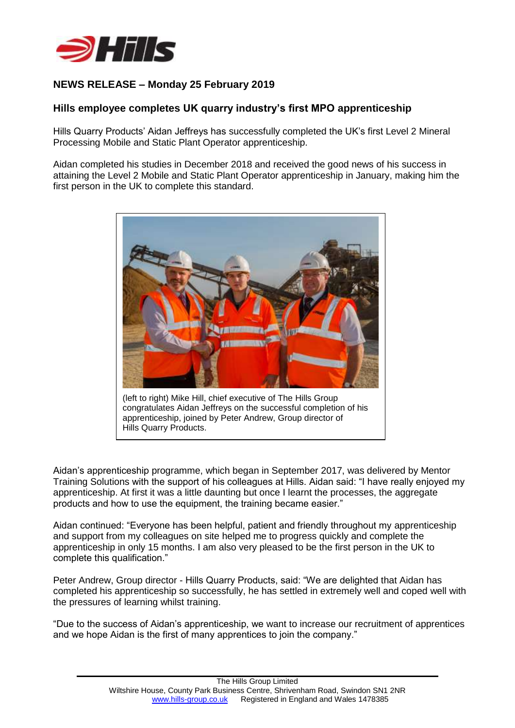**NEWS RELEASE – Monday 25 February 2019**

## Hills employee completes UK quarry industry's first MPO apprenticeship

Hills Quarry Products' Aidan Jeffreys has successfully completed the UK's first Level 2 Mineral Processing Mobile and Static Plant Operator apprenticeship.

Aidan completed his studies in December 2018 and received the good news of his success in attaining the Level 2 Mobile and Static Plant Operator apprenticeship in January, making him the first person in the UK to complete this standard.

(left to right) Mike Hill, chief executive of The Hills Group congratulates Aidan Jeffreys on the successful completion of his apprenticeship, joined by Peter Andrew, Group director of Hills Quarry Products.

Aidan's apprenticeship programme, which began in September 2017, was delivered by Mentor Training Solutions with the support of his colleagues at Hills. Aidan said: "I have really enjoyed my apprenticeship. At first it was a little daunting but once I learnt the processes, the aggregate products and how to use the equipment, the training became easier."

Aidan continued: "Everyone has been helpful, patient and friendly throughout my apprenticeship and support from my colleagues on site helped me to progress quickly and complete the apprenticeship in only 15 months. I am also very pleased to be the first person in the UK to complete this qualification."

Peter Andrew, Group director - Hills Quarry Products, said: "We are delighted that Aidan has completed his apprenticeship so successfully, he has settled in extremely well and coped well with the pressures of learning whilst training.

"Due to the success of Aidan's apprenticeship, we want to increase our recruitment of apprentices and we hope Aidan is the first of many apprentices to join the company."

The Hills Group Limited
Wiltshire House, County Park Business Centre, Shrivenham Road, Swindon SN1 2NR
www.hills-group.co.uk Registered in England and Wales 1478385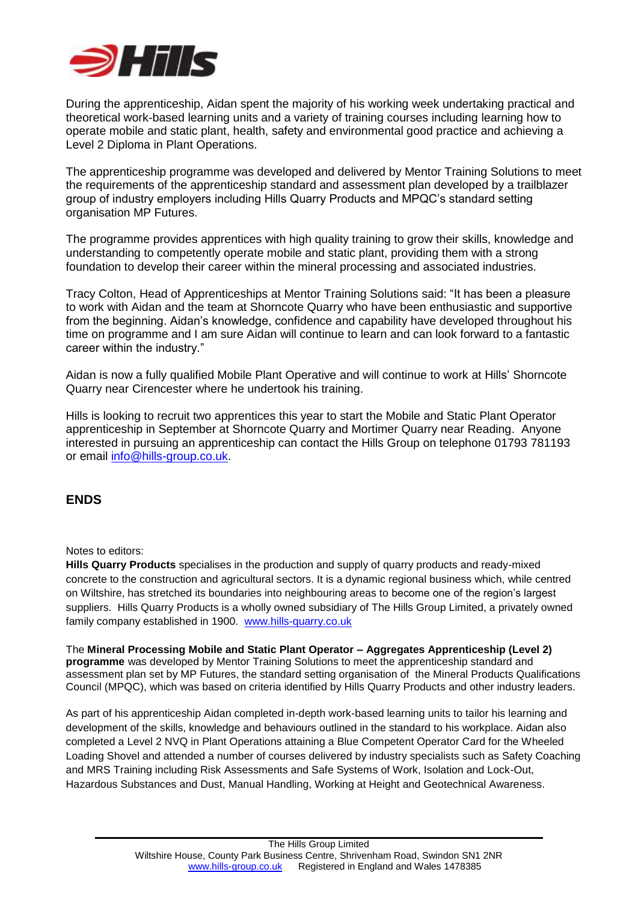During the apprenticeship, Aidan spent the majority of his working week undertaking practical and theoretical work-based learning units and a variety of training courses including learning how to operate mobile and static plant, health, safety and environmental good practice and achieving a Level 2 Diploma in Plant Operations.

The apprenticeship programme was developed and delivered by Mentor Training Solutions to meet the requirements of the apprenticeship standard and assessment plan developed by a trailblazer group of industry employers including Hills Quarry Products and MPQC's standard setting organisation MP Futures.

The programme provides apprentices with high quality training to grow their skills, knowledge and understanding to competently operate mobile and static plant, providing them with a strong foundation to develop their career within the mineral processing and associated industries.

Tracy Colton, Head of Apprenticeships at Mentor Training Solutions said: "It has been a pleasure to work with Aidan and the team at Shorncote Quarry who have been enthusiastic and supportive from the beginning. Aidan's knowledge, confidence and capability have developed throughout his time on programme and I am sure Aidan will continue to learn and can look forward to a fantastic career within the industry."

Aidan is now a fully qualified Mobile Plant Operative and will continue to work at Hills' Shorncote Quarry near Cirencester where he undertook his training.

Hills is looking to recruit two apprentices this year to start the Mobile and Static Plant Operator apprenticeship in September at Shorncote Quarry and Mortimer Quarry near Reading. Anyone interested in pursuing an apprenticeship can contact the Hills Group on telephone 01793 781193 or email info@hills-group.co.uk.

**ENDS**

Notes to editors:

**Hills Quarry Products** specialises in the production and supply of quarry products and ready-mixed concrete to the construction and agricultural sectors. It is a dynamic regional business which, while centred on Wiltshire, has stretched its boundaries into neighbouring areas to become one of the region's largest suppliers. Hills Quarry Products is a wholly owned subsidiary of The Hills Group Limited, a privately owned family company established in 1900. www.hills-quarry.co.uk

The **Mineral Processing Mobile and Static Plant Operator – Aggregates Apprenticeship (Level 2) programme** was developed by Mentor Training Solutions to meet the apprenticeship standard and assessment plan set by MP Futures, the standard setting organisation of the Mineral Products Qualifications Council (MPQC), which was based on criteria identified by Hills Quarry Products and other industry leaders.

As part of his apprenticeship Aidan completed in-depth work-based learning units to tailor his learning and development of the skills, knowledge and behaviours outlined in the standard to his workplace. Aidan also completed a Level 2 NVQ in Plant Operations attaining a Blue Competent Operator Card for the Wheeled Loading Shovel and attended a number of courses delivered by industry specialists such as Safety Coaching and MRS Training including Risk Assessments and Safe Systems of Work, Isolation and Lock-Out, Hazardous Substances and Dust, Manual Handling, Working at Height and Geotechnical Awareness.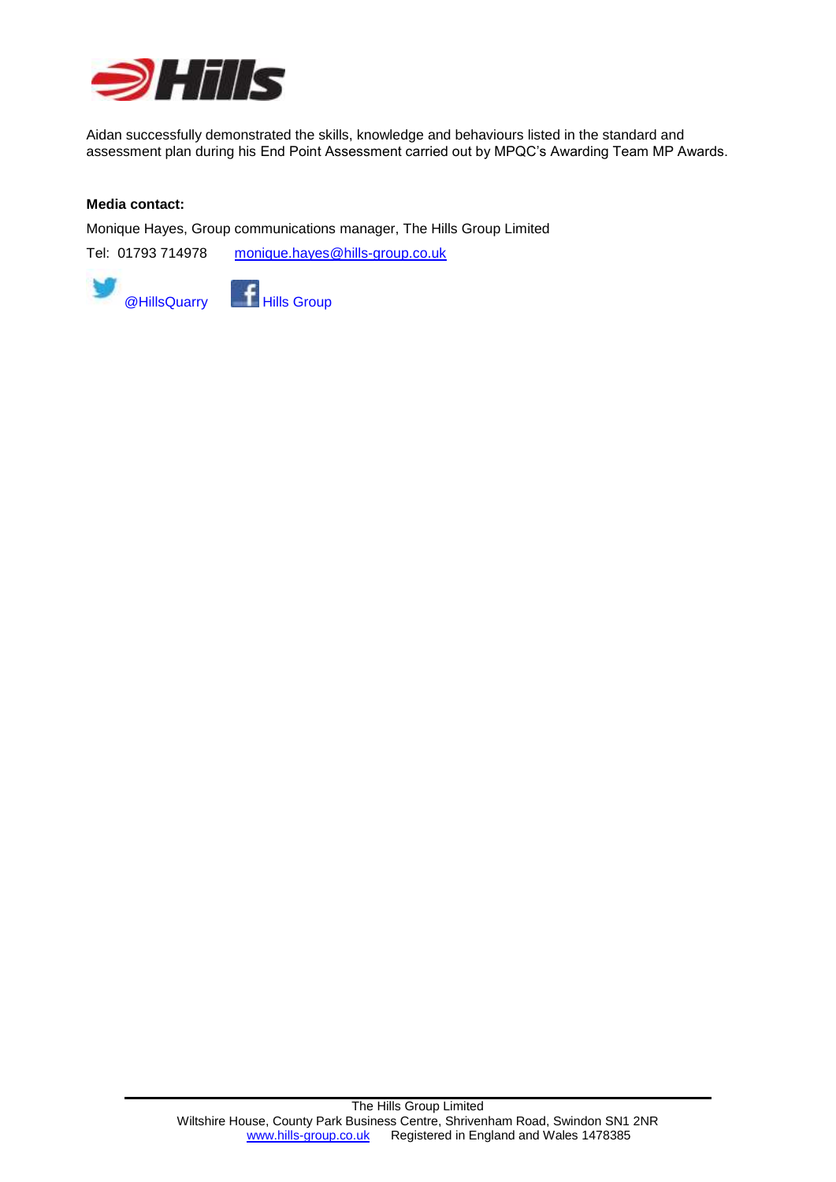Aidan successfully demonstrated the skills, knowledge and behaviours listed in the standard and assessment plan during his End Point Assessment carried out by MPQC's Awarding Team MP Awards.

**Media contact:**

Monique Hayes, Group communications manager, The Hills Group Limited

Tel: 01793 714978 monique.hayes@hills-group.co.uk

@HillsQuarry Hills Group

The Hills Group Limited
Wiltshire House, County Park Business Centre, Shrivenham Road, Swindon SN1 2NR
www.hills-group.co.uk Registered in England and Wales 1478385